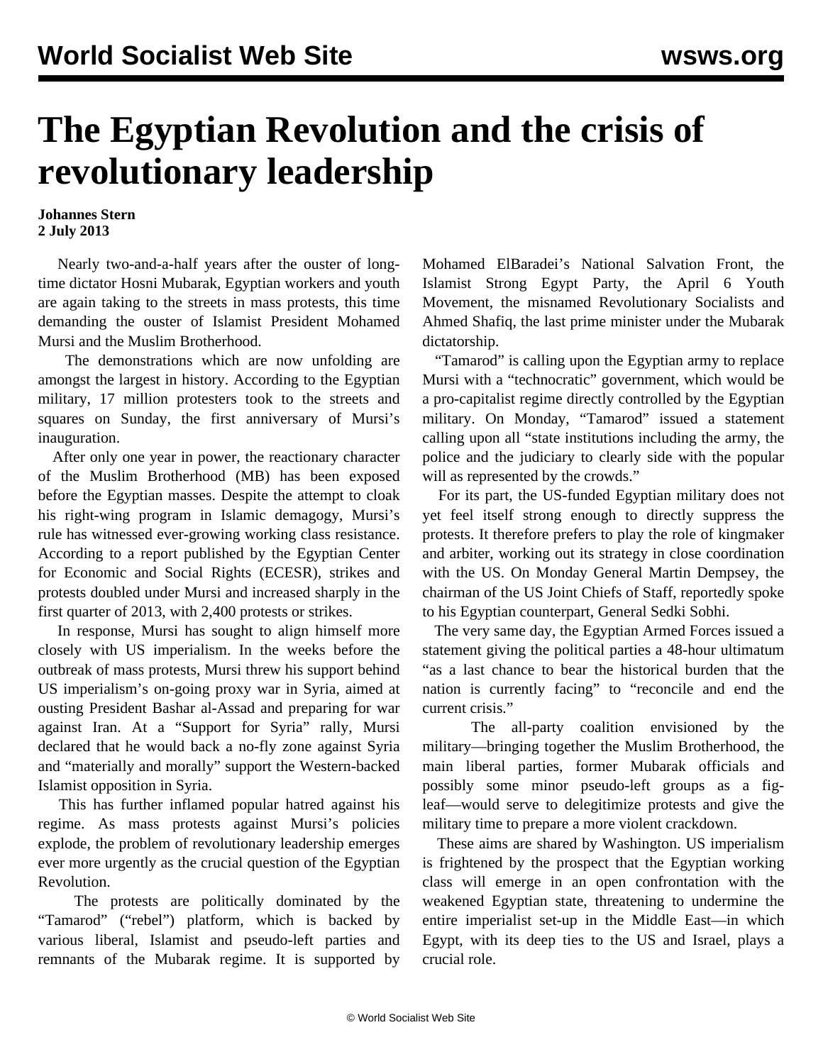# The Egyptian Revolution and the crisis of revolutionary leadership

**Johannes Stern**
**2 July 2013**

Nearly two-and-a-half years after the ouster of long-time dictator Hosni Mubarak, Egyptian workers and youth are again taking to the streets in mass protests, this time demanding the ouster of Islamist President Mohamed Mursi and the Muslim Brotherhood.

The demonstrations which are now unfolding are amongst the largest in history. According to the Egyptian military, 17 million protesters took to the streets and squares on Sunday, the first anniversary of Mursi's inauguration.

After only one year in power, the reactionary character of the Muslim Brotherhood (MB) has been exposed before the Egyptian masses. Despite the attempt to cloak his right-wing program in Islamic demagogy, Mursi's rule has witnessed ever-growing working class resistance. According to a report published by the Egyptian Center for Economic and Social Rights (ECESR), strikes and protests doubled under Mursi and increased sharply in the first quarter of 2013, with 2,400 protests or strikes.

In response, Mursi has sought to align himself more closely with US imperialism. In the weeks before the outbreak of mass protests, Mursi threw his support behind US imperialism's on-going proxy war in Syria, aimed at ousting President Bashar al-Assad and preparing for war against Iran. At a "Support for Syria" rally, Mursi declared that he would back a no-fly zone against Syria and "materially and morally" support the Western-backed Islamist opposition in Syria.

This has further inflamed popular hatred against his regime. As mass protests against Mursi's policies explode, the problem of revolutionary leadership emerges ever more urgently as the crucial question of the Egyptian Revolution.

The protests are politically dominated by the "Tamarod" ("rebel") platform, which is backed by various liberal, Islamist and pseudo-left parties and remnants of the Mubarak regime. It is supported by Mohamed ElBaradei's National Salvation Front, the Islamist Strong Egypt Party, the April 6 Youth Movement, the misnamed Revolutionary Socialists and Ahmed Shafiq, the last prime minister under the Mubarak dictatorship.

"Tamarod" is calling upon the Egyptian army to replace Mursi with a "technocratic" government, which would be a pro-capitalist regime directly controlled by the Egyptian military. On Monday, "Tamarod" issued a statement calling upon all "state institutions including the army, the police and the judiciary to clearly side with the popular will as represented by the crowds."

For its part, the US-funded Egyptian military does not yet feel itself strong enough to directly suppress the protests. It therefore prefers to play the role of kingmaker and arbiter, working out its strategy in close coordination with the US. On Monday General Martin Dempsey, the chairman of the US Joint Chiefs of Staff, reportedly spoke to his Egyptian counterpart, General Sedki Sobhi.

The very same day, the Egyptian Armed Forces issued a statement giving the political parties a 48-hour ultimatum "as a last chance to bear the historical burden that the nation is currently facing" to "reconcile and end the current crisis."

The all-party coalition envisioned by the military—bringing together the Muslim Brotherhood, the main liberal parties, former Mubarak officials and possibly some minor pseudo-left groups as a fig-leaf—would serve to delegitimize protests and give the military time to prepare a more violent crackdown.

These aims are shared by Washington. US imperialism is frightened by the prospect that the Egyptian working class will emerge in an open confrontation with the weakened Egyptian state, threatening to undermine the entire imperialist set-up in the Middle East—in which Egypt, with its deep ties to the US and Israel, plays a crucial role.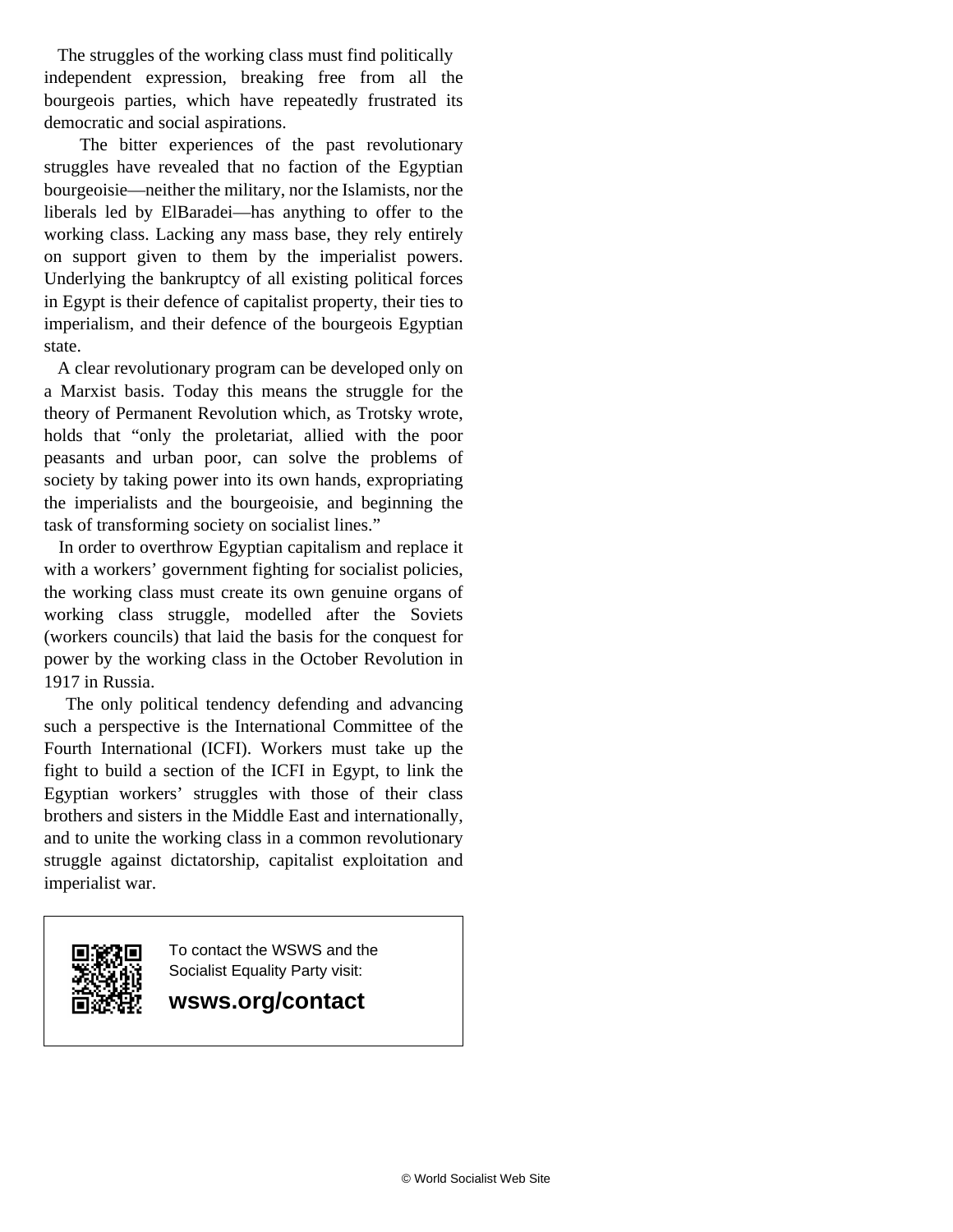The struggles of the working class must find politically independent expression, breaking free from all the bourgeois parties, which have repeatedly frustrated its democratic and social aspirations.

The bitter experiences of the past revolutionary struggles have revealed that no faction of the Egyptian bourgeoisie—neither the military, nor the Islamists, nor the liberals led by ElBaradei—has anything to offer to the working class. Lacking any mass base, they rely entirely on support given to them by the imperialist powers. Underlying the bankruptcy of all existing political forces in Egypt is their defence of capitalist property, their ties to imperialism, and their defence of the bourgeois Egyptian state.

A clear revolutionary program can be developed only on a Marxist basis. Today this means the struggle for the theory of Permanent Revolution which, as Trotsky wrote, holds that “only the proletariat, allied with the poor peasants and urban poor, can solve the problems of society by taking power into its own hands, expropriating the imperialists and the bourgeoisie, and beginning the task of transforming society on socialist lines.”

In order to overthrow Egyptian capitalism and replace it with a workers’ government fighting for socialist policies, the working class must create its own genuine organs of working class struggle, modelled after the Soviets (workers councils) that laid the basis for the conquest for power by the working class in the October Revolution in 1917 in Russia.

The only political tendency defending and advancing such a perspective is the International Committee of the Fourth International (ICFI). Workers must take up the fight to build a section of the ICFI in Egypt, to link the Egyptian workers’ struggles with those of their class brothers and sisters in the Middle East and internationally, and to unite the working class in a common revolutionary struggle against dictatorship, capitalist exploitation and imperialist war.

To contact the WSWS and the Socialist Equality Party visit:

**wsws.org/contact**

© World Socialist Web Site